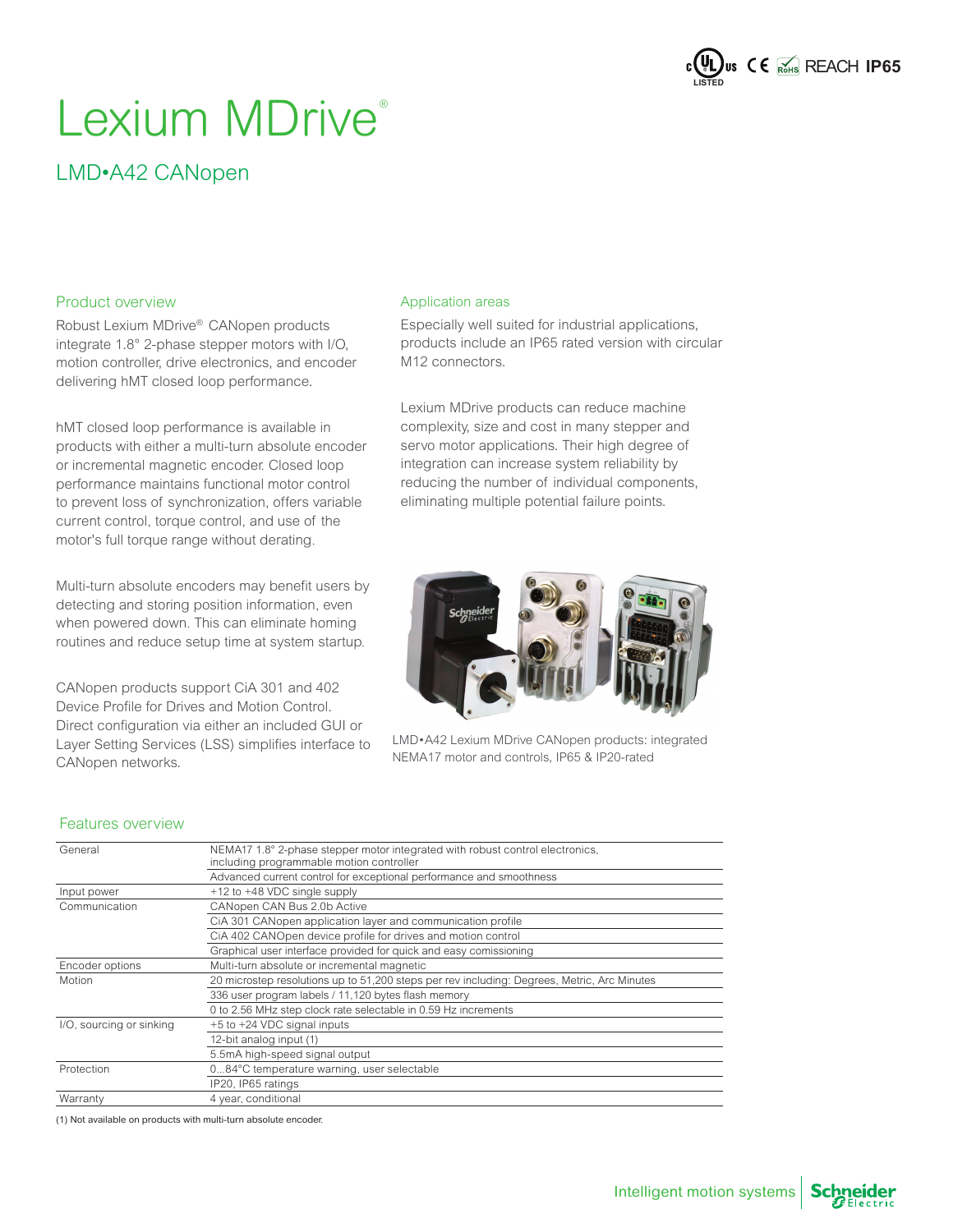# Lexium MDrive®

## LMD•A42 CANopen

### Product overview

Robust Lexium MDrive® CANopen products integrate 1.8° 2-phase stepper motors with I/O, motion controller, drive electronics, and encoder delivering hMT closed loop performance.

hMT closed loop performance is available in products with either a multi-turn absolute encoder or incremental magnetic encoder. Closed loop performance maintains functional motor control to prevent loss of synchronization, offers variable current control, torque control, and use of the motor's full torque range without derating.

Multi-turn absolute encoders may benefit users by detecting and storing position information, even when powered down. This can eliminate homing routines and reduce setup time at system startup.

CANopen products support CiA 301 and 402 Device Profile for Drives and Motion Control. Direct configuration via either an included GUI or Layer Setting Services (LSS) simplifies interface to CANopen networks.

### Application areas

Especially well suited for industrial applications, products include an IP65 rated version with circular M12 connectors.

Lexium MDrive products can reduce machine complexity, size and cost in many stepper and servo motor applications. Their high degree of integration can increase system reliability by reducing the number of individual components, eliminating multiple potential failure points.

LMD•A42 Lexium MDrive CANopen products: integrated NEMA17 motor and controls, IP65 & IP20-rated

### Features overview

| | |
|---|---|
| General | NEMA17 1.8° 2-phase stepper motor integrated with robust control electronics, including programmable motion controller |
| | Advanced current control for exceptional performance and smoothness |
| Input power | +12 to +48 VDC single supply |
| Communication | CANopen CAN Bus 2.0b Active |
| | CiA 301 CANopen application layer and communication profile |
| | CiA 402 CANOpen device profile for drives and motion control |
| | Graphical user interface provided for quick and easy comissioning |
| Encoder options | Multi-turn absolute or incremental magnetic |
| Motion | 20 microstep resolutions up to 51,200 steps per rev including: Degrees, Metric, Arc Minutes |
| | 336 user program labels / 11,120 bytes flash memory |
| | 0 to 2.56 MHz step clock rate selectable in 0.59 Hz increments |
| I/O, sourcing or sinking | +5 to +24 VDC signal inputs |
| | 12-bit analog input (1) |
| | 5.5mA high-speed signal output |
| Protection | 0...84°C temperature warning, user selectable |
| | IP20, IP65 ratings |
| Warranty | 4 year, conditional |

(1) Not available on products with multi-turn absolute encoder.

Intelligent motion systems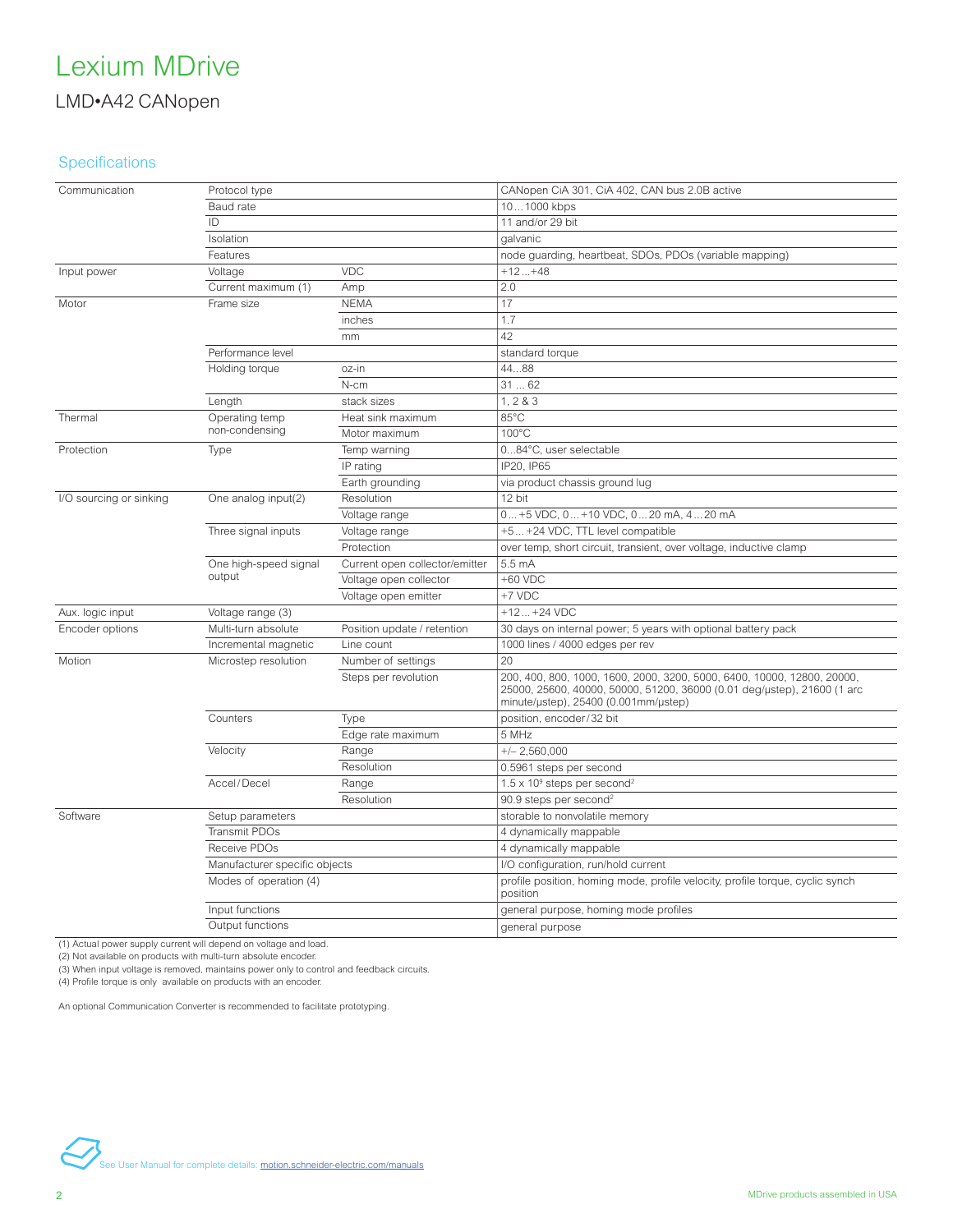# Lexium MDrive

## LMD•A42 CANopen

### Specifications

| | | | |
|---|---|---|---|
| Communication | Protocol type | | CANopen CiA 301, CiA 402, CAN bus 2.0B active |
| | Baud rate | | 10 … 1000 kbps |
| | ID | | 11 and/or 29 bit |
| | Isolation | | galvanic |
| | Features | | node guarding, heartbeat, SDOs, PDOs (variable mapping) |
| Input power | Voltage | VDC | +12 … +48 |
| | Current maximum (1) | Amp | 2.0 |
| Motor | Frame size | NEMA | 17 |
| | | inches | 1.7 |
| | | mm | 42 |
| | Performance level | | standard torque |
| | Holding torque | oz-in | 44…88 |
| | | N-cm | 31 … 62 |
| | Length | stack sizes | 1, 2 & 3 |
| Thermal | Operating temp non-condensing | Heat sink maximum | 85°C |
| | | Motor maximum | 100°C |
| Protection | Type | Temp warning | 0…84°C, user selectable |
| | | IP rating | IP20, IP65 |
| | | Earth grounding | via product chassis ground lug |
| I/O sourcing or sinking | One analog input(2) | Resolution | 12 bit |
| | | Voltage range | 0 … +5 VDC, 0 … +10 VDC, 0 … 20 mA, 4 … 20 mA |
| | Three signal inputs | Voltage range | +5 … +24 VDC, TTL level compatible |
| | | Protection | over temp, short circuit, transient, over voltage, inductive clamp |
| | One high-speed signal output | Current open collector/emitter | 5.5 mA |
| | | Voltage open collector | +60 VDC |
| | | Voltage open emitter | +7 VDC |
| Aux. logic input | Voltage range (3) | | +12 … +24 VDC |
| Encoder options | Multi-turn absolute | Position update / retention | 30 days on internal power; 5 years with optional battery pack |
| | Incremental magnetic | Line count | 1000 lines / 4000 edges per rev |
| Motion | Microstep resolution | Number of settings | 20 |
| | | Steps per revolution | 200, 400, 800, 1000, 1600, 2000, 3200, 5000, 6400, 10000, 12800, 20000, 25000, 25600, 40000, 50000, 51200, 36000 (0.01 deg/µstep), 21600 (1 arc minute/µstep), 25400 (0.001mm/µstep) |
| | Counters | Type | position, encoder/32 bit |
| | | Edge rate maximum | 5 MHz |
| | Velocity | Range | +/– 2,560,000 |
| | | Resolution | 0.5961 steps per second |
| | Accel/Decel | Range | $1.5 \times 10^9$ steps per second$^2$ |
| | | Resolution | 90.9 steps per second$^2$ |
| Software | Setup parameters | | storable to nonvolatile memory |
| | Transmit PDOs | | 4 dynamically mappable |
| | Receive PDOs | | 4 dynamically mappable |
| | Manufacturer specific objects | | I/O configuration, run/hold current |
| | Modes of operation (4) | | profile position, homing mode, profile velocity, profile torque, cyclic synch position |
| | Input functions | | general purpose, homing mode profiles |
| | Output functions | | general purpose |

(1) Actual power supply current will depend on voltage and load.
(2) Not available on products with multi-turn absolute encoder.
(3) When input voltage is removed, maintains power only to control and feedback circuits.
(4) Profile torque is only available on products with an encoder.

An optional Communication Converter is recommended to facilitate prototyping.

See User Manual for complete details: motion.schneider-electric.com/manuals

MDrive products assembled in USA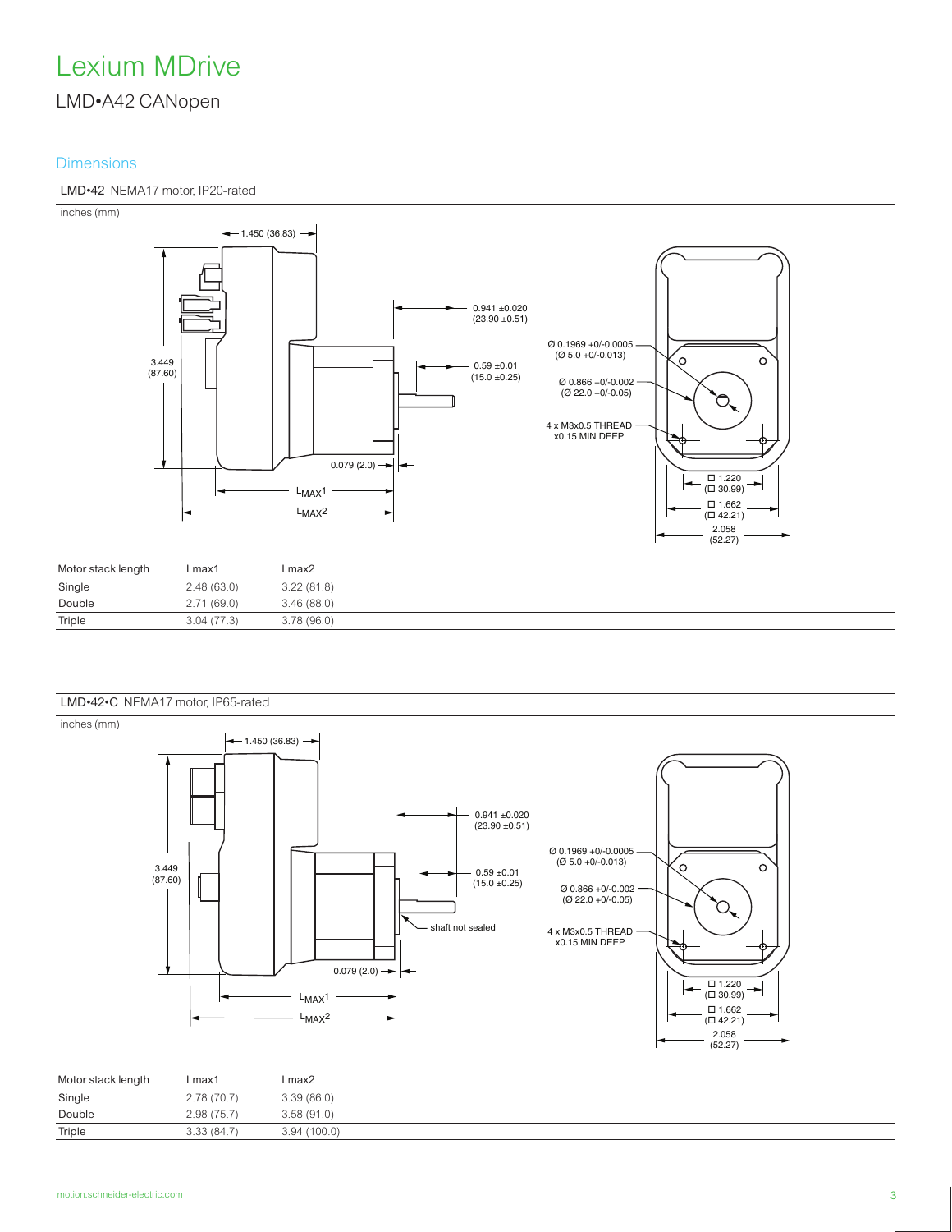# Lexium MDrive

## LMD•A42 CANopen

### Dimensions

**LMD•42** NEMA17 motor, IP20-rated

inches (mm)

1.450 (36.83)

3.449 (87.60)

0.941 ±0.020 (23.90 ±0.51)

0.59 ±0.01 (15.0 ±0.25)

0.079 (2.0)

$L_{MAX}1$

$L_{MAX}2$

Ø 0.1969 +0/-0.0005 (Ø 5.0 +0/-0.013)

Ø 0.866 +0/-0.002 (Ø 22.0 +0/-0.05)

4 x M3x0.5 THREAD x0.15 MIN DEEP

☐ 1.220 (☐ 30.99)

☐ 1.662 (☐ 42.21)

2.058 (52.27)

| Motor stack length | Lmax1 | Lmax2 |
|---|---|---|
| Single | 2.48 (63.0) | 3.22 (81.8) |
| Double | 2.71 (69.0) | 3.46 (88.0) |
| Triple | 3.04 (77.3) | 3.78 (96.0) |

**LMD•42•C** NEMA17 motor, IP65-rated

inches (mm)

1.450 (36.83)

3.449 (87.60)

0.941 ±0.020 (23.90 ±0.51)

0.59 ±0.01 (15.0 ±0.25)

shaft not sealed

0.079 (2.0)

$L_{MAX}1$

$L_{MAX}2$

Ø 0.1969 +0/-0.0005 (Ø 5.0 +0/-0.013)

Ø 0.866 +0/-0.002 (Ø 22.0 +0/-0.05)

4 x M3x0.5 THREAD x0.15 MIN DEEP

☐ 1.220 (☐ 30.99)

☐ 1.662 (☐ 42.21)

2.058 (52.27)

| Motor stack length | Lmax1 | Lmax2 |
|---|---|---|
| Single | 2.78 (70.7) | 3.39 (86.0) |
| Double | 2.98 (75.7) | 3.58 (91.0) |
| Triple | 3.33 (84.7) | 3.94 (100.0) |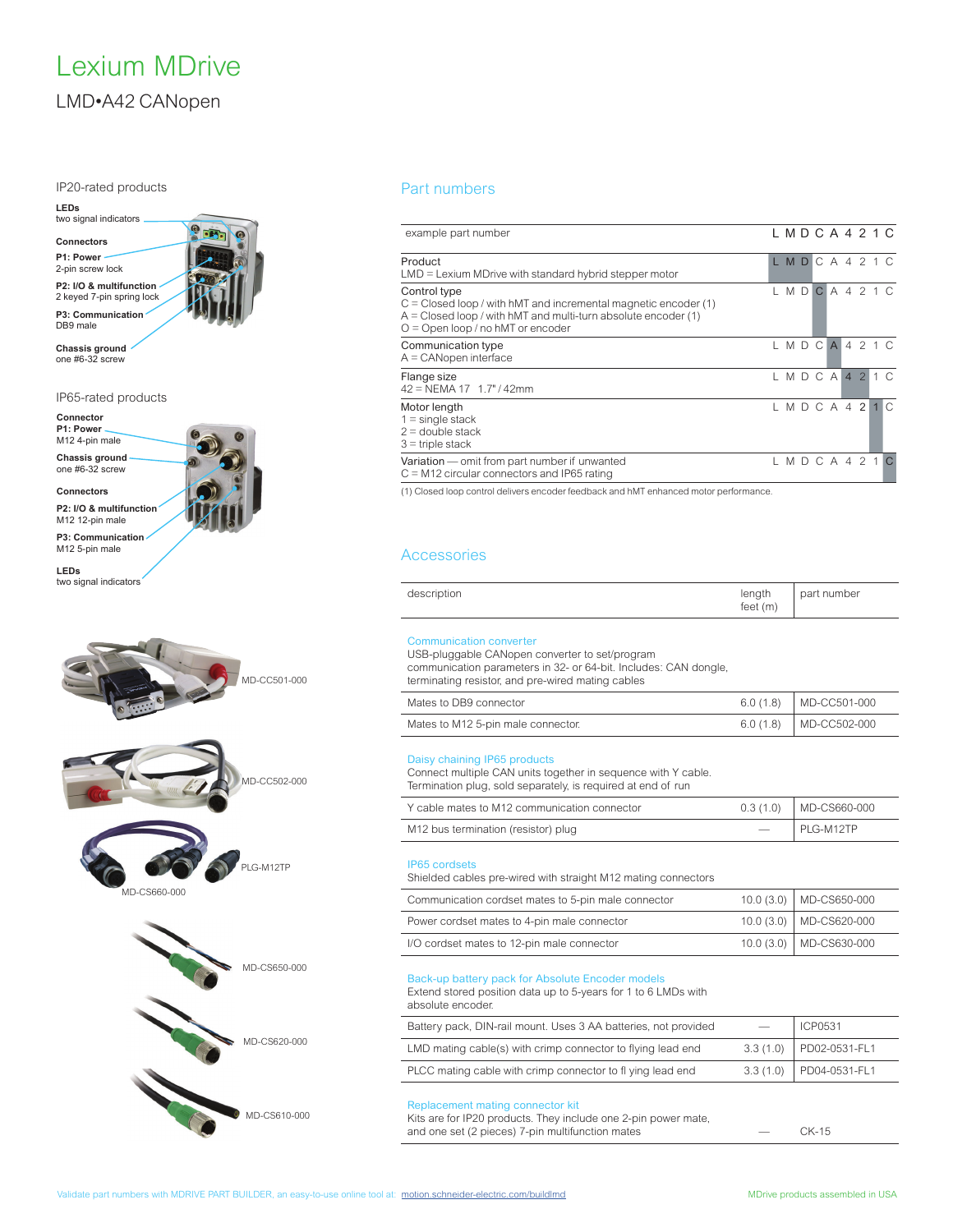# Lexium MDrive

LMD•A42 CANopen

## IP20-rated products

**LEDs**
two signal indicators

**Connectors**

**P1: Power**
2-pin screw lock

**P2: I/O & multifunction**
2 keyed 7-pin spring lock

**P3: Communication**
DB9 male

**Chassis ground**
one #6-32 screw

## IP65-rated products

**Connector**

**P1: Power**
M12 4-pin male

**Chassis ground**
one #6-32 screw

**Connectors**

**P2: I/O & multifunction**
M12 12-pin male

**P3: Communication**
M12 5-pin male

**LEDs**
two signal indicators

MD-CC501-000

MD-CC502-000

PLG-M12TP

MD-CS660-000

MD-CS650-000

MD-CS620-000

MD-CS610-000

## Part numbers

| example part number | L M D C A 4 2 1 C |
|---|---|
| Product<br>LMD = Lexium MDrive with standard hybrid stepper motor | **L M D** C A 4 2 1 C |
| Control type<br>C = Closed loop / with hMT and incremental magnetic encoder (1)<br>A = Closed loop / with hMT and multi-turn absolute encoder (1)<br>O = Open loop / no hMT or encoder | L M D **C** A 4 2 1 C |
| Communication type<br>A = CANopen interface | L M D C **A** 4 2 1 C |
| Flange size<br>42 = NEMA 17 1.7" / 42mm | L M D C A **4 2** 1 C |
| Motor length<br>1 = single stack<br>2 = double stack<br>3 = triple stack | L M D C A 4 2 **1** C |
| Variation — omit from part number if unwanted<br>C = M12 circular connectors and IP65 rating | L M D C A 4 2 1 **C** |

(1) Closed loop control delivers encoder feedback and hMT enhanced motor performance.

## Accessories

| description | length feet (m) | part number |
|---|---|---|
| **Communication converter**<br>USB-pluggable CANopen converter to set/program communication parameters in 32- or 64-bit. Includes: CAN dongle, terminating resistor, and pre-wired mating cables | | |
| Mates to DB9 connector | 6.0 (1.8) | MD-CC501-000 |
| Mates to M12 5-pin male connector. | 6.0 (1.8) | MD-CC502-000 |
| **Daisy chaining IP65 products**<br>Connect multiple CAN units together in sequence with Y cable. Termination plug, sold separately, is required at end of run | | |
| Y cable mates to M12 communication connector | 0.3 (1.0) | MD-CS660-000 |
| M12 bus termination (resistor) plug | — | PLG-M12TP |
| **IP65 cordsets**<br>Shielded cables pre-wired with straight M12 mating connectors | | |
| Communication cordset mates to 5-pin male connector | 10.0 (3.0) | MD-CS650-000 |
| Power cordset mates to 4-pin male connector | 10.0 (3.0) | MD-CS620-000 |
| I/O cordset mates to 12-pin male connector | 10.0 (3.0) | MD-CS630-000 |
| **Back-up battery pack for Absolute Encoder models**<br>Extend stored position data up to 5-years for 1 to 6 LMDs with absolute encoder. | | |
| Battery pack, DIN-rail mount. Uses 3 AA batteries, not provided | — | ICP0531 |
| LMD mating cable(s) with crimp connector to flying lead end | 3.3 (1.0) | PD02-0531-FL1 |
| PLCC mating cable with crimp connector to fl ying lead end | 3.3 (1.0) | PD04-0531-FL1 |
| **Replacement mating connector kit**<br>Kits are for IP20 products. They include one 2-pin power mate, and one set (2 pieces) 7-pin multifunction mates | — | CK-15 |

Validate part numbers with MDRIVE PART BUILDER, an easy-to-use online tool at: motion.schneider-electric.com/buildlmd

MDrive products assembled in USA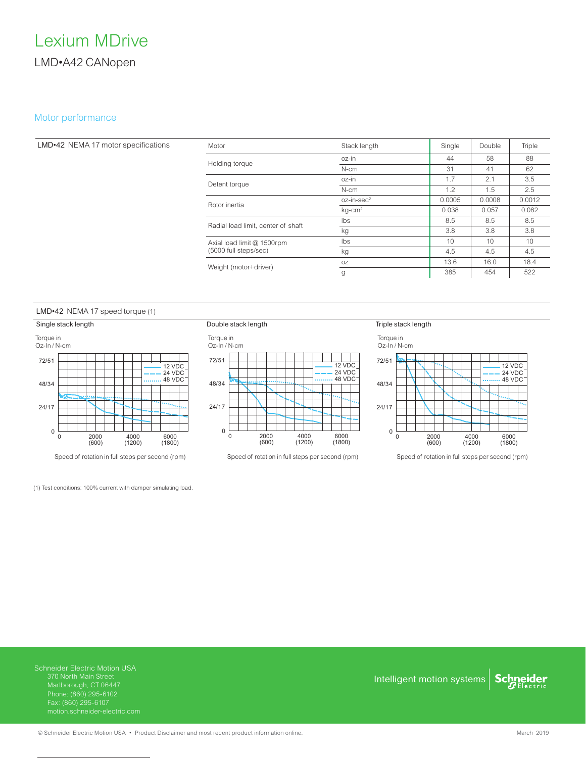# Lexium MDrive

LMD•A42 CANopen

## Motor performance

### LMD•42 NEMA 17 motor specifications

| Motor | Stack length | Single | Double | Triple |
|---|---|---|---|---|
| Holding torque | oz-in | 44 | 58 | 88 |
| | N-cm | 31 | 41 | 62 |
| Detent torque | oz-in | 1.7 | 2.1 | 3.5 |
| | N-cm | 1.2 | 1.5 | 2.5 |
| Rotor inertia | oz-in-sec² | 0.0005 | 0.0008 | 0.0012 |
| | kg-cm² | 0.038 | 0.057 | 0.082 |
| Radial load limit, center of shaft | lbs | 8.5 | 8.5 | 8.5 |
| | kg | 3.8 | 3.8 | 3.8 |
| Axial load limit @ 1500rpm (5000 full steps/sec) | lbs | 10 | 10 | 10 |
| | kg | 4.5 | 4.5 | 4.5 |
| Weight (motor+driver) | oz | 13.6 | 16.0 | 18.4 |
| | g | 385 | 454 | 522 |

### LMD•42 NEMA 17 speed torque (1)

Single stack length

Torque in
Oz-In / N-cm

72/51
48/34
24/17
0

0
2000 (600)
4000 (1200)
6000 (1800)

12 VDC
24 VDC
48 VDC

Speed of rotation in full steps per second (rpm)

Double stack length

Torque in
Oz-In / N-cm

72/51
48/34
24/17
0

0
2000 (600)
4000 (1200)
6000 (1800)

12 VDC
24 VDC
48 VDC

Speed of rotation in full steps per second (rpm)

Triple stack length

Torque in
Oz-In / N-cm

72/51
48/34
24/17
0

0
2000 (600)
4000 (1200)
6000 (1800)

12 VDC
24 VDC
48 VDC

Speed of rotation in full steps per second (rpm)

(1) Test conditions: 100% current with damper simulating load.

Schneider Electric Motion USA
370 North Main Street
Marlborough, CT 06447
Phone: (860) 295-6102
Fax: (860) 295-6107
motion.schneider-electric.com

Intelligent motion systems | Schneider Electric

© Schneider Electric Motion USA • Product Disclaimer and most recent product information online.

March 2019